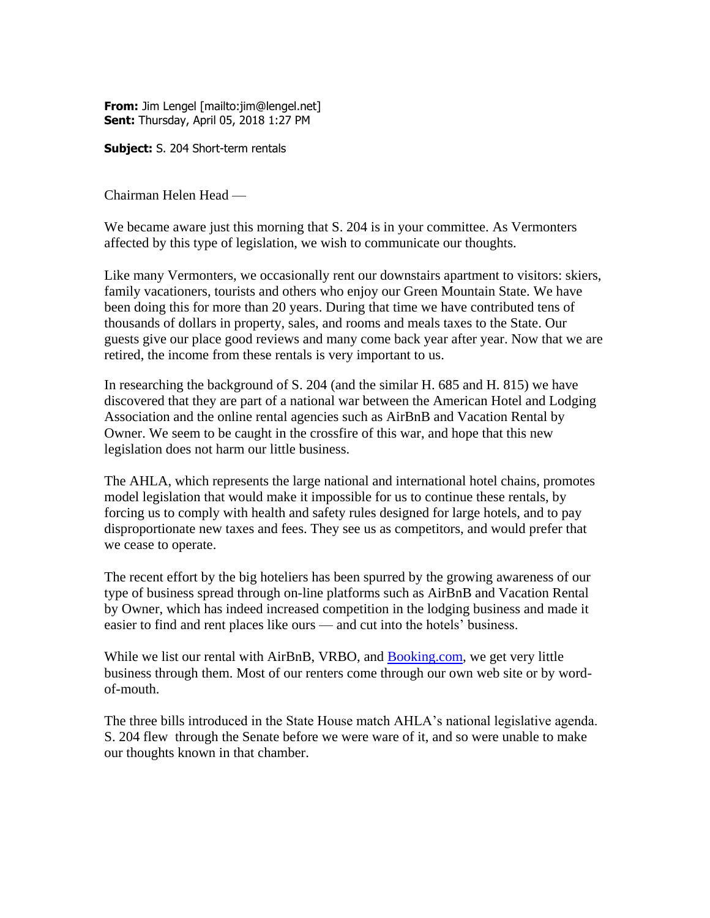**From:** Jim Lengel [mailto:jim@lengel.net]
**Sent:** Thursday, April 05, 2018 1:27 PM

**Subject:** S. 204 Short-term rentals

Chairman Helen Head —

We became aware just this morning that S. 204 is in your committee. As Vermonters affected by this type of legislation, we wish to communicate our thoughts.

Like many Vermonters, we occasionally rent our downstairs apartment to visitors: skiers, family vacationers, tourists and others who enjoy our Green Mountain State. We have been doing this for more than 20 years. During that time we have contributed tens of thousands of dollars in property, sales, and rooms and meals taxes to the State. Our guests give our place good reviews and many come back year after year. Now that we are retired, the income from these rentals is very important to us.

In researching the background of S. 204 (and the similar H. 685 and H. 815) we have discovered that they are part of a national war between the American Hotel and Lodging Association and the online rental agencies such as AirBnB and Vacation Rental by Owner. We seem to be caught in the crossfire of this war, and hope that this new legislation does not harm our little business.

The AHLA, which represents the large national and international hotel chains, promotes model legislation that would make it impossible for us to continue these rentals, by forcing us to comply with health and safety rules designed for large hotels, and to pay disproportionate new taxes and fees. They see us as competitors, and would prefer that we cease to operate.

The recent effort by the big hoteliers has been spurred by the growing awareness of our type of business spread through on-line platforms such as AirBnB and Vacation Rental by Owner, which has indeed increased competition in the lodging business and made it easier to find and rent places like ours — and cut into the hotels' business.

While we list our rental with AirBnB, VRBO, and Booking.com, we get very little business through them. Most of our renters come through our own web site or by word-of-mouth.

The three bills introduced in the State House match AHLA's national legislative agenda. S. 204 flew through the Senate before we were ware of it, and so were unable to make our thoughts known in that chamber.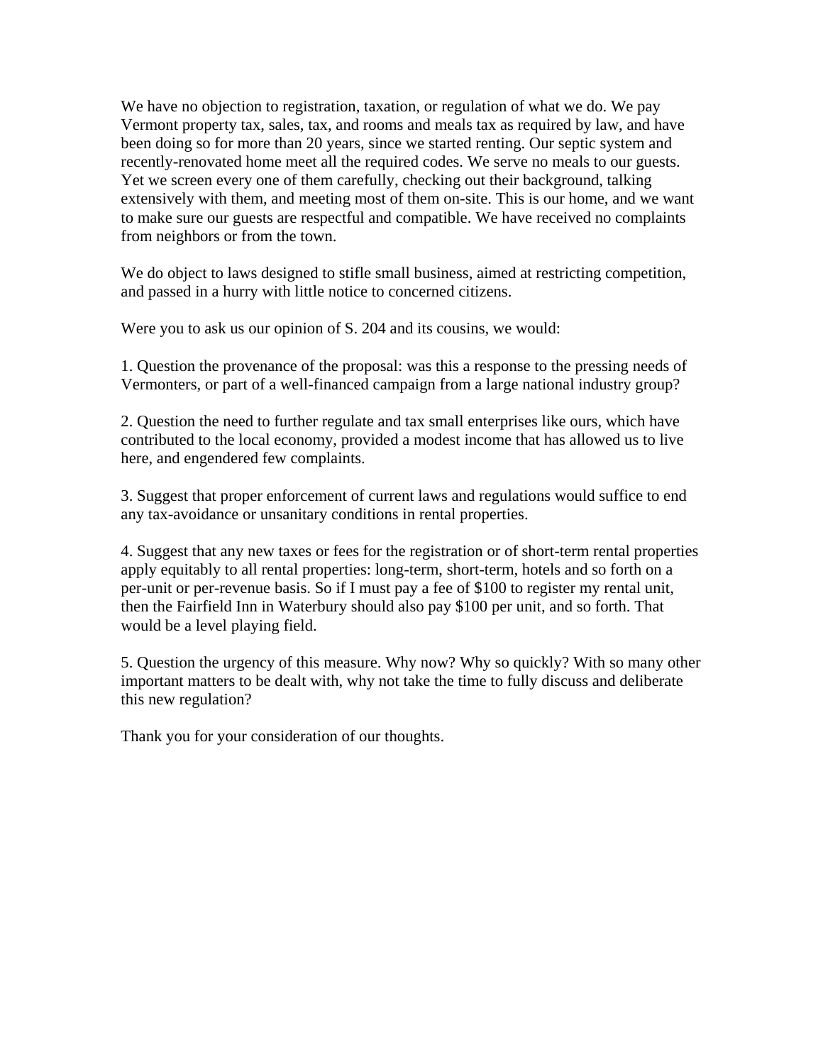We have no objection to registration, taxation, or regulation of what we do. We pay Vermont property tax, sales, tax, and rooms and meals tax as required by law, and have been doing so for more than 20 years, since we started renting. Our septic system and recently-renovated home meet all the required codes. We serve no meals to our guests. Yet we screen every one of them carefully, checking out their background, talking extensively with them, and meeting most of them on-site. This is our home, and we want to make sure our guests are respectful and compatible. We have received no complaints from neighbors or from the town.

We do object to laws designed to stifle small business, aimed at restricting competition, and passed in a hurry with little notice to concerned citizens.

Were you to ask us our opinion of S. 204 and its cousins, we would:

1. Question the provenance of the proposal: was this a response to the pressing needs of Vermonters, or part of a well-financed campaign from a large national industry group?

2. Question the need to further regulate and tax small enterprises like ours, which have contributed to the local economy, provided a modest income that has allowed us to live here, and engendered few complaints.

3. Suggest that proper enforcement of current laws and regulations would suffice to end any tax-avoidance or unsanitary conditions in rental properties.

4. Suggest that any new taxes or fees for the registration or of short-term rental properties apply equitably to all rental properties: long-term, short-term, hotels and so forth on a per-unit or per-revenue basis. So if I must pay a fee of $100 to register my rental unit, then the Fairfield Inn in Waterbury should also pay $100 per unit, and so forth. That would be a level playing field.

5. Question the urgency of this measure. Why now? Why so quickly? With so many other important matters to be dealt with, why not take the time to fully discuss and deliberate this new regulation?

Thank you for your consideration of our thoughts.